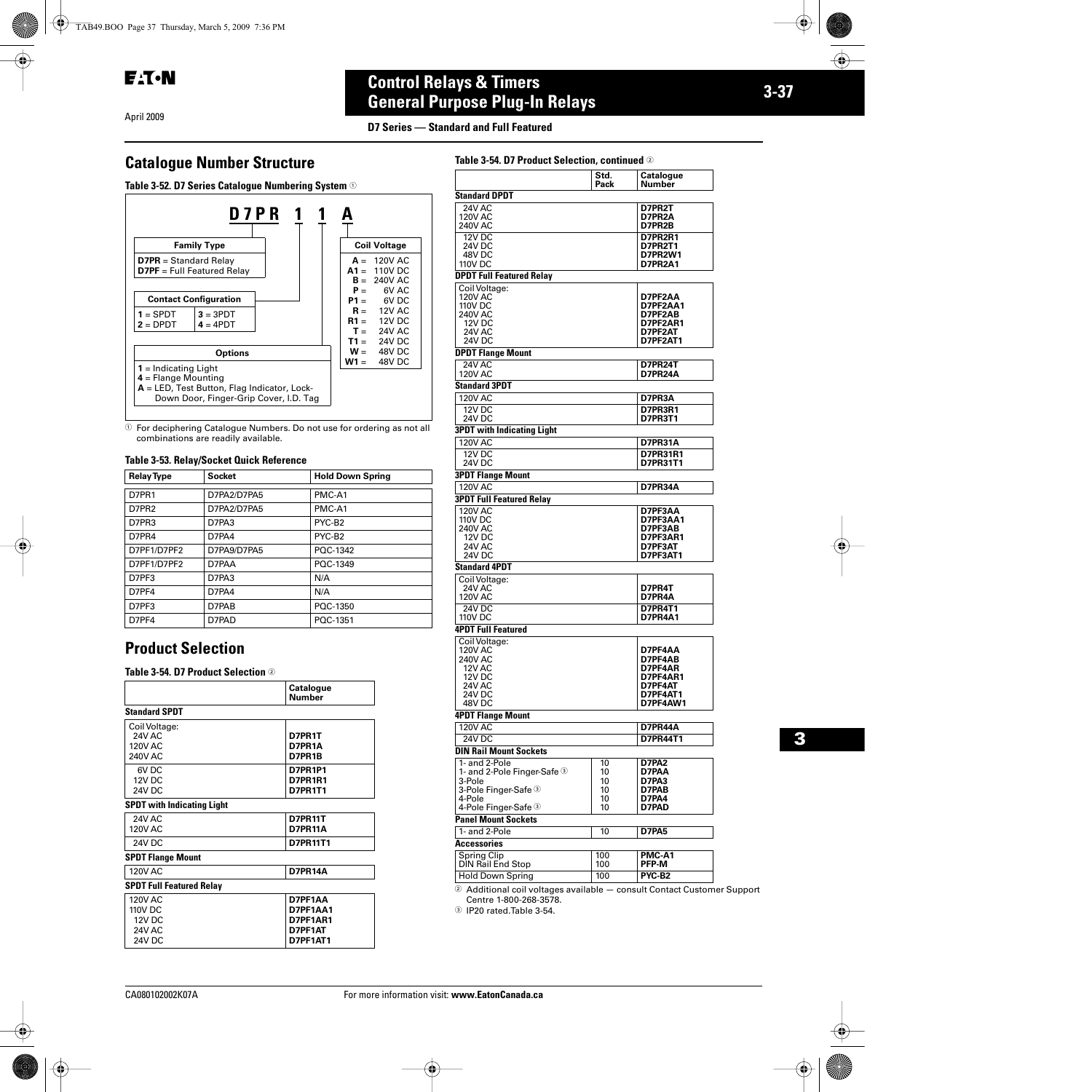# Control Relays & Timers
## General Purpose Plug-In Relays

April 2009

**D7 Series — Standard and Full Featured**

## Catalogue Number Structure

**Table 3-52. D7 Series Catalogue Numbering System** ①

**D7PR 1 1 A**

| Family Type |
| --- |
| **D7PR** = Standard Relay |
| **D7PF** = Full Featured Relay |

| Contact Configuration | |
| --- | --- |
| **1** = SPDT | **3** = 3PDT |
| **2** = DPDT | **4** = 4PDT |

| Options |
| --- |
| **1** = Indicating Light |
| **4** = Flange Mounting |
| **A** = LED, Test Button, Flag Indicator, Lock-Down Door, Finger-Grip Cover, I.D. Tag |

| Coil Voltage | |
| --- | --- |
| **A** = | 120V AC |
| **A1** = | 110V DC |
| **B** = | 240V AC |
| **P** = | 6V AC |
| **P1** = | 6V DC |
| **R** = | 12V AC |
| **R1** = | 12V DC |
| **T** = | 24V AC |
| **T1** = | 24V DC |
| **W** = | 48V DC |
| **W1** = | 48V DC |

① For deciphering Catalogue Numbers. Do not use for ordering as not all combinations are readily available.

**Table 3-53. Relay/Socket Quick Reference**

| Relay Type | Socket | Hold Down Spring |
| --- | --- | --- |
| D7PR1 | D7PA2/D7PA5 | PMC-A1 |
| D7PR2 | D7PA2/D7PA5 | PMC-A1 |
| D7PR3 | D7PA3 | PYC-B2 |
| D7PR4 | D7PA4 | PYC-B2 |
| D7PF1/D7PF2 | D7PA9/D7PA5 | PQC-1342 |
| D7PF1/D7PF2 | D7PAA | PQC-1349 |
| D7PF3 | D7PA3 | N/A |
| D7PF4 | D7PA4 | N/A |
| D7PF3 | D7PAB | PQC-1350 |
| D7PF4 | D7PAD | PQC-1351 |

## Product Selection

**Table 3-54. D7 Product Selection** ②

| | Catalogue Number |
| --- | --- |
| **Standard SPDT** | |
| Coil Voltage: | |
| 24V AC | **D7PR1T** |
| 120V AC | **D7PR1A** |
| 240V AC | **D7PR1B** |
| 6V DC | **D7PR1P1** |
| 12V DC | **D7PR1R1** |
| 24V DC | **D7PR1T1** |
| **SPDT with Indicating Light** | |
| 24V AC | **D7PR11T** |
| 120V AC | **D7PR11A** |
| 24V DC | **D7PR11T1** |
| **SPDT Flange Mount** | |
| 120V AC | **D7PR14A** |
| **SPDT Full Featured Relay** | |
| 120V AC | **D7PF1AA** |
| 110V DC | **D7PF1AA1** |
| 12V DC | **D7PF1AR1** |
| 24V AC | **D7PF1AT** |
| 24V DC | **D7PF1AT1** |

**Table 3-54. D7 Product Selection, continued** ②

| | Std. Pack | Catalogue Number |
| --- | --- | --- |
| **Standard DPDT** | | |
| 24V AC | | **D7PR2T** |
| 120V AC | | **D7PR2A** |
| 240V AC | | **D7PR2B** |
| 12V DC | | **D7PR2R1** |
| 24V DC | | **D7PR2T1** |
| 48V DC | | **D7PR2W1** |
| 110V DC | | **D7PR2A1** |
| **DPDT Full Featured Relay** | | |
| Coil Voltage: | | |
| 120V AC | | **D7PF2AA** |
| 110V DC | | **D7PF2AA1** |
| 240V AC | | **D7PF2AB** |
| 12V DC | | **D7PF2AR1** |
| 24V AC | | **D7PF2AT** |
| 24V DC | | **D7PF2AT1** |
| **DPDT Flange Mount** | | |
| 24V AC | | **D7PR24T** |
| 120V AC | | **D7PR24A** |
| **Standard 3PDT** | | |
| 120V AC | | **D7PR3A** |
| 12V DC | | **D7PR3R1** |
| 24V DC | | **D7PR3T1** |
| **3PDT with Indicating Light** | | |
| 120V AC | | **D7PR31A** |
| 12V DC | | **D7PR31R1** |
| 24V DC | | **D7PR31T1** |
| **3PDT Flange Mount** | | |
| 120V AC | | **D7PR34A** |
| **3PDT Full Featured Relay** | | |
| 120V AC | | **D7PF3AA** |
| 110V DC | | **D7PF3AA1** |
| 240V AC | | **D7PF3AB** |
| 12V DC | | **D7PF3AR1** |
| 24V AC | | **D7PF3AT** |
| 24V DC | | **D7PF3AT1** |
| **Standard 4PDT** | | |
| Coil Voltage: | | |
| 24V AC | | **D7PR4T** |
| 120V AC | | **D7PR4A** |
| 24V DC | | **D7PR4T1** |
| 110V DC | | **D7PR4A1** |
| **4PDT Full Featured** | | |
| Coil Voltage: | | |
| 120V AC | | **D7PF4AA** |
| 240V AC | | **D7PF4AB** |
| 12V AC | | **D7PF4AR** |
| 12V DC | | **D7PF4AR1** |
| 24V AC | | **D7PF4AT** |
| 24V DC | | **D7PF4AT1** |
| 48V DC | | **D7PF4AW1** |
| **4PDT Flange Mount** | | |
| 120V AC | | **D7PR44A** |
| 24V DC | | **D7PR44T1** |
| **DIN Rail Mount Sockets** | | |
| 1- and 2-Pole | 10 | **D7PA2** |
| 1- and 2-Pole Finger-Safe ③ | 10 | **D7PAA** |
| 3-Pole | 10 | **D7PA3** |
| 3-Pole Finger-Safe ③ | 10 | **D7PAB** |
| 4-Pole | 10 | **D7PA4** |
| 4-Pole Finger-Safe ③ | 10 | **D7PAD** |
| **Panel Mount Sockets** | | |
| 1- and 2-Pole | 10 | **D7PA5** |
| **Accessories** | | |
| Spring Clip | 100 | **PMC-A1** |
| DIN Rail End Stop | 100 | **PFP-M** |
| Hold Down Spring | 100 | **PYC-B2** |

② Additional coil voltages available — consult Contact Customer Support Centre 1-800-268-3578.

③ IP20 rated.Table 3-54.

CA080102002K07A    For more information visit: **www.EatonCanada.ca**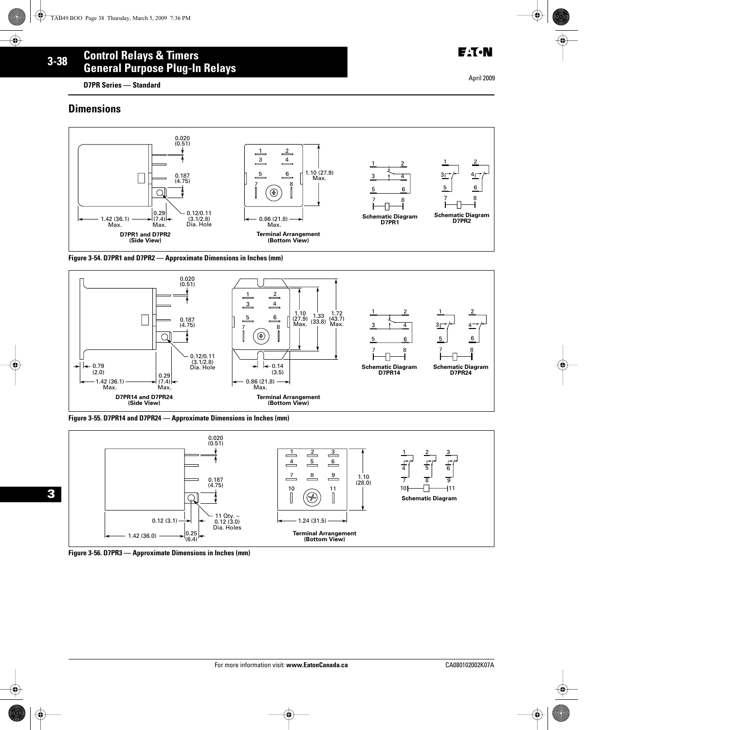# Control Relays & Timers
## General Purpose Plug-In Relays

**D7PR Series — Standard**

## Dimensions

0.020 (0.51)

0.187 (4.75)

1.42 (36.1) Max.

0.29 (7.4) Max.

0.12/0.11 (3.1/2.8) Dia. Hole

**D7PR1 and D7PR2 (Side View)**

1.10 (27.9) Max.

0.86 (21.8) Max.

**Terminal Arrangement (Bottom View)**

**Schematic Diagram D7PR1**

**Schematic Diagram D7PR2**

**Figure 3-54. D7PR1 and D7PR2 — Approximate Dimensions in Inches (mm)**

0.020 (0.51)

0.187 (4.75)

0.12/0.11 (3.1/2.8) Dia. Hole

0.79 (2.0)

1.42 (36.1) Max.

0.29 (7.4) Max.

**D7PR14 and D7PR24 (Side View)**

1.10 (27.9) Max.

1.33 (33.8)

1.72 (43.7) Max.

0.14 (3.5)

0.86 (21.8) Max.

**Terminal Arrangement (Bottom View)**

**Schematic Diagram D7PR14**

**Schematic Diagram D7PR24**

**Figure 3-55. D7PR14 and D7PR24 — Approximate Dimensions in Inches (mm)**

0.020 (0.51)

0.187 (4.75)

0.12 (3.1)

11 Qty. – 0.12 (3.0) Dia. Holes

1.42 (36.0)

0.25 (6.4)

1.10 (28.0)

1.24 (31.5)

**Terminal Arrangement (Bottom View)**

**Schematic Diagram**

**Figure 3-56. D7PR3 — Approximate Dimensions in Inches (mm)**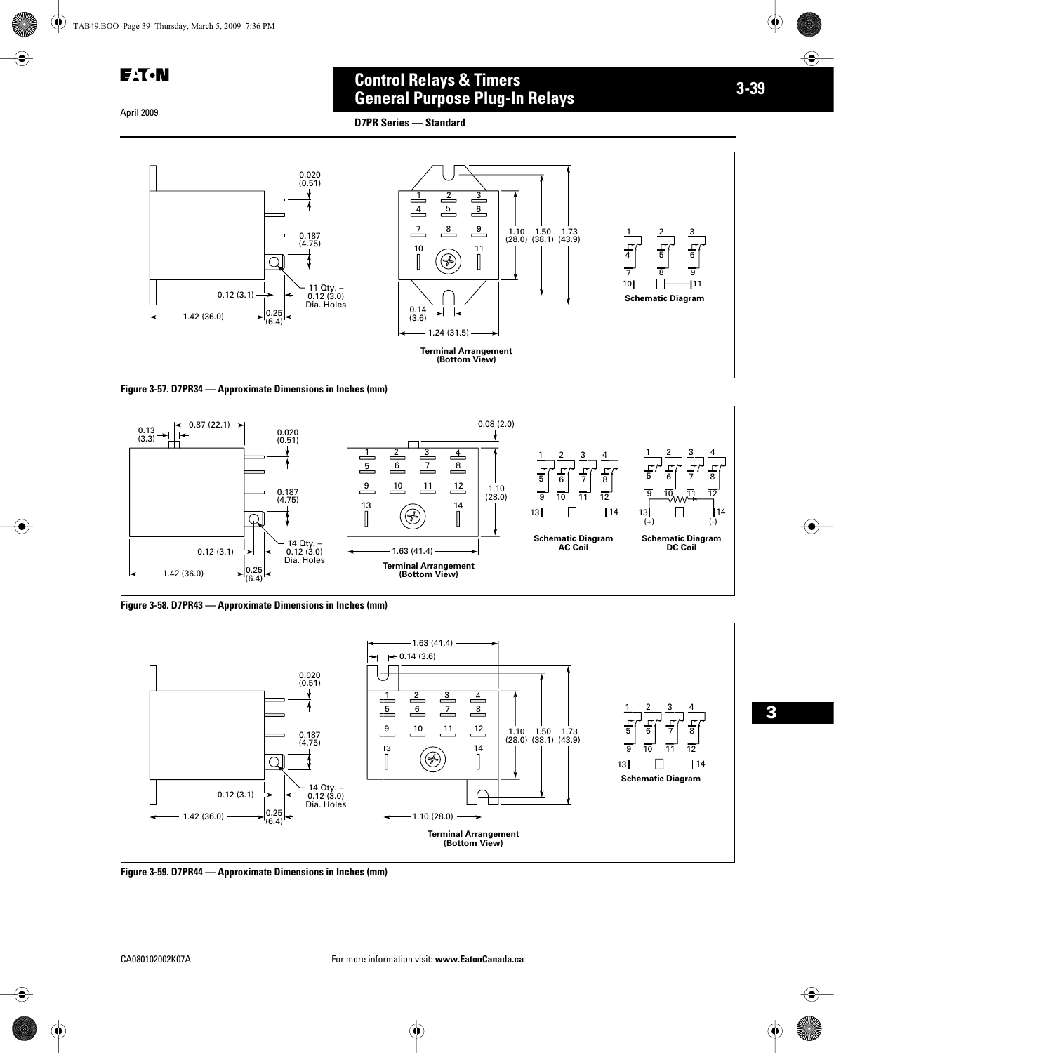April 2009

# Control Relays & Timers
## General Purpose Plug-In Relays

**D7PR Series — Standard**

0.020 (0.51)
0.187 (4.75)
0.12 (3.1)
11 Qty. – 0.12 (3.0) Dia. Holes
1.42 (36.0)
0.25 (6.4)

1.10 (28.0) 1.50 (38.1) 1.73 (43.9)
0.14 (3.6)
1.24 (31.5)

**Terminal Arrangement (Bottom View)**

**Schematic Diagram**

**Figure 3-57. D7PR34 — Approximate Dimensions in Inches (mm)**

0.13 (3.3)
0.87 (22.1)
0.020 (0.51)
0.187 (4.75)
0.12 (3.1)
14 Qty. – 0.12 (3.0) Dia. Holes
1.42 (36.0)
0.25 (6.4)

0.08 (2.0)
1.10 (28.0)
1.63 (41.4)

**Terminal Arrangement (Bottom View)**

**Schematic Diagram AC Coil**

**Schematic Diagram DC Coil**

**Figure 3-58. D7PR43 — Approximate Dimensions in Inches (mm)**

1.63 (41.4)
0.14 (3.6)
0.020 (0.51)
0.187 (4.75)
0.12 (3.1)
14 Qty. – 0.12 (3.0) Dia. Holes
1.42 (36.0)
0.25 (6.4)

1.10 (28.0) 1.50 (38.1) 1.73 (43.9)
1.10 (28.0)

**Terminal Arrangement (Bottom View)**

**Schematic Diagram**

**Figure 3-59. D7PR44 — Approximate Dimensions in Inches (mm)**

CA080102002K07A

For more information visit: **www.EatonCanada.ca**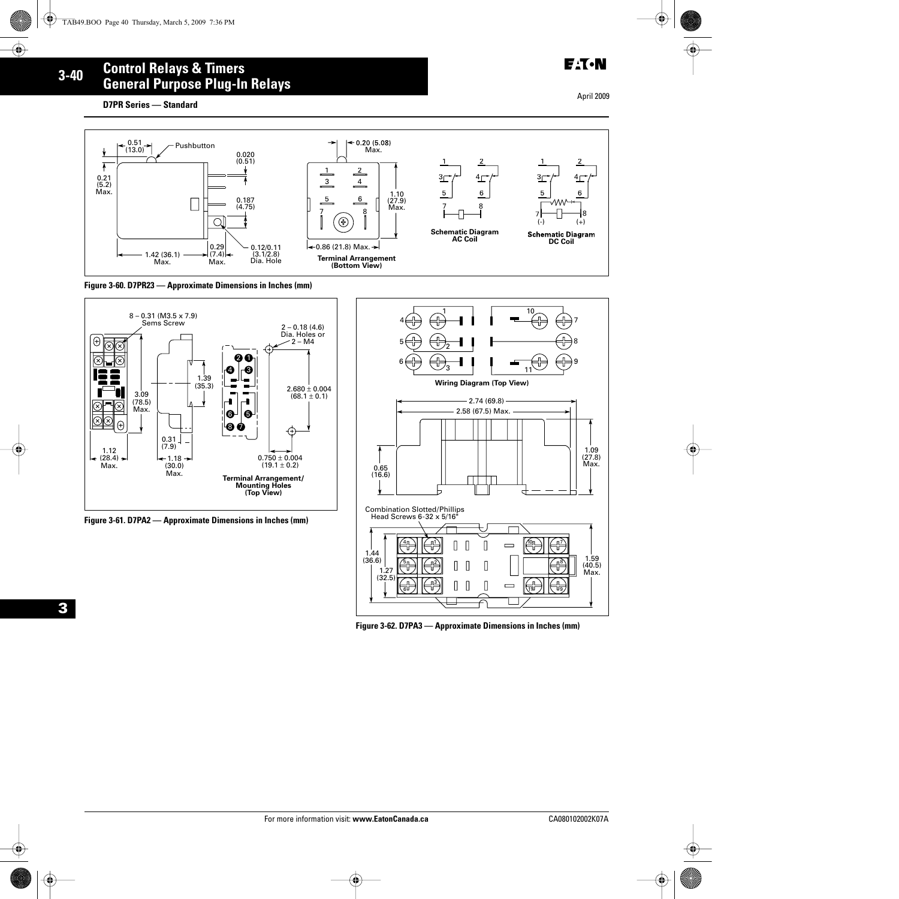## D7PR Series — Standard

Figure 3-60. D7PR23 — Approximate Dimensions in Inches (mm)

Figure 3-61. D7PA2 — Approximate Dimensions in Inches (mm)

Figure 3-62. D7PA3 — Approximate Dimensions in Inches (mm)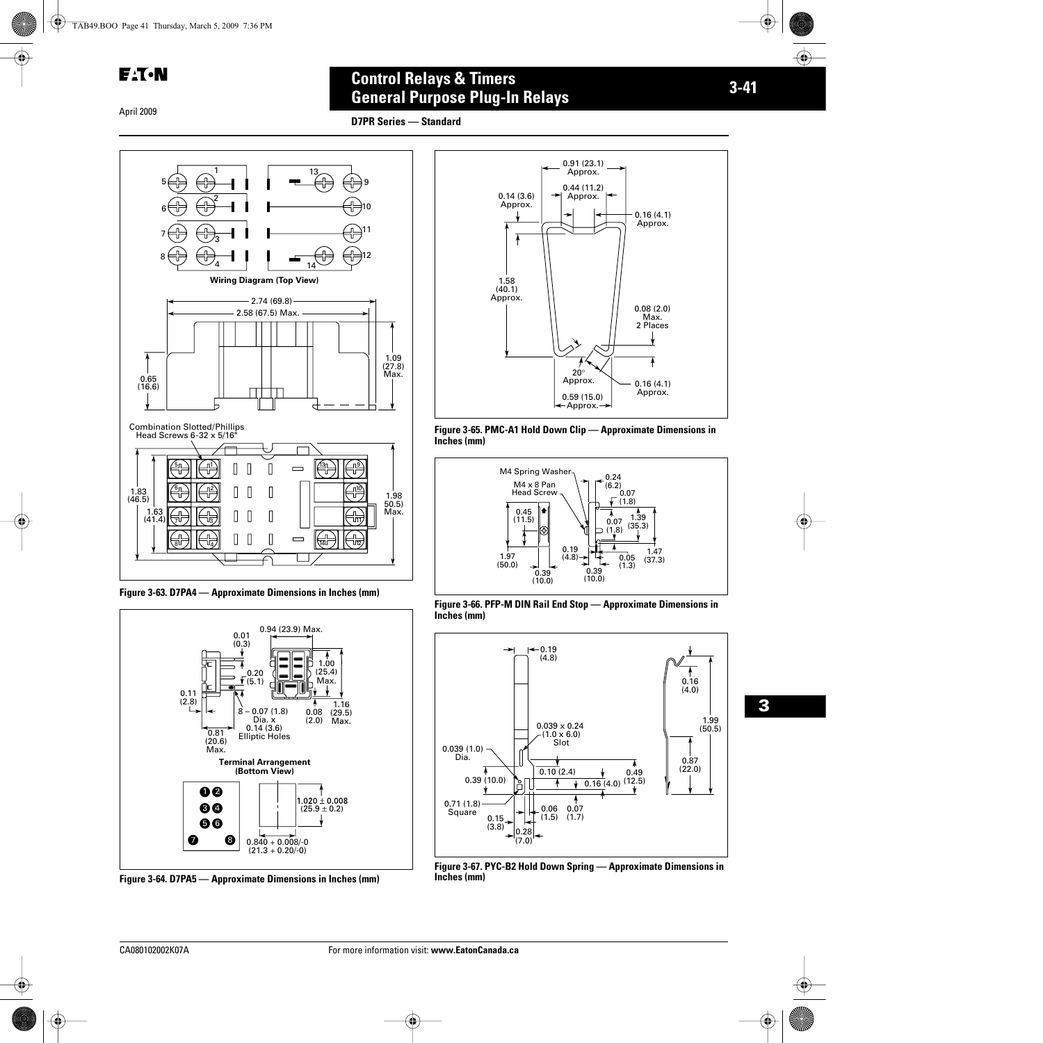# Control Relays & Timers
## General Purpose Plug-In Relays

**D7PR Series — Standard**

Wiring Diagram (Top View)

Combination Slotted/Phillips Head Screws 6-32 x 5/16"

**Figure 3-63. D7PA4 — Approximate Dimensions in Inches (mm)**

Terminal Arrangement (Bottom View)

**Figure 3-64. D7PA5 — Approximate Dimensions in Inches (mm)**

**Figure 3-65. PMC-A1 Hold Down Clip — Approximate Dimensions in Inches (mm)**

**Figure 3-66. PFP-M DIN Rail End Stop — Approximate Dimensions in Inches (mm)**

**Figure 3-67. PYC-B2 Hold Down Spring — Approximate Dimensions in Inches (mm)**

For more information visit: **www.EatonCanada.ca**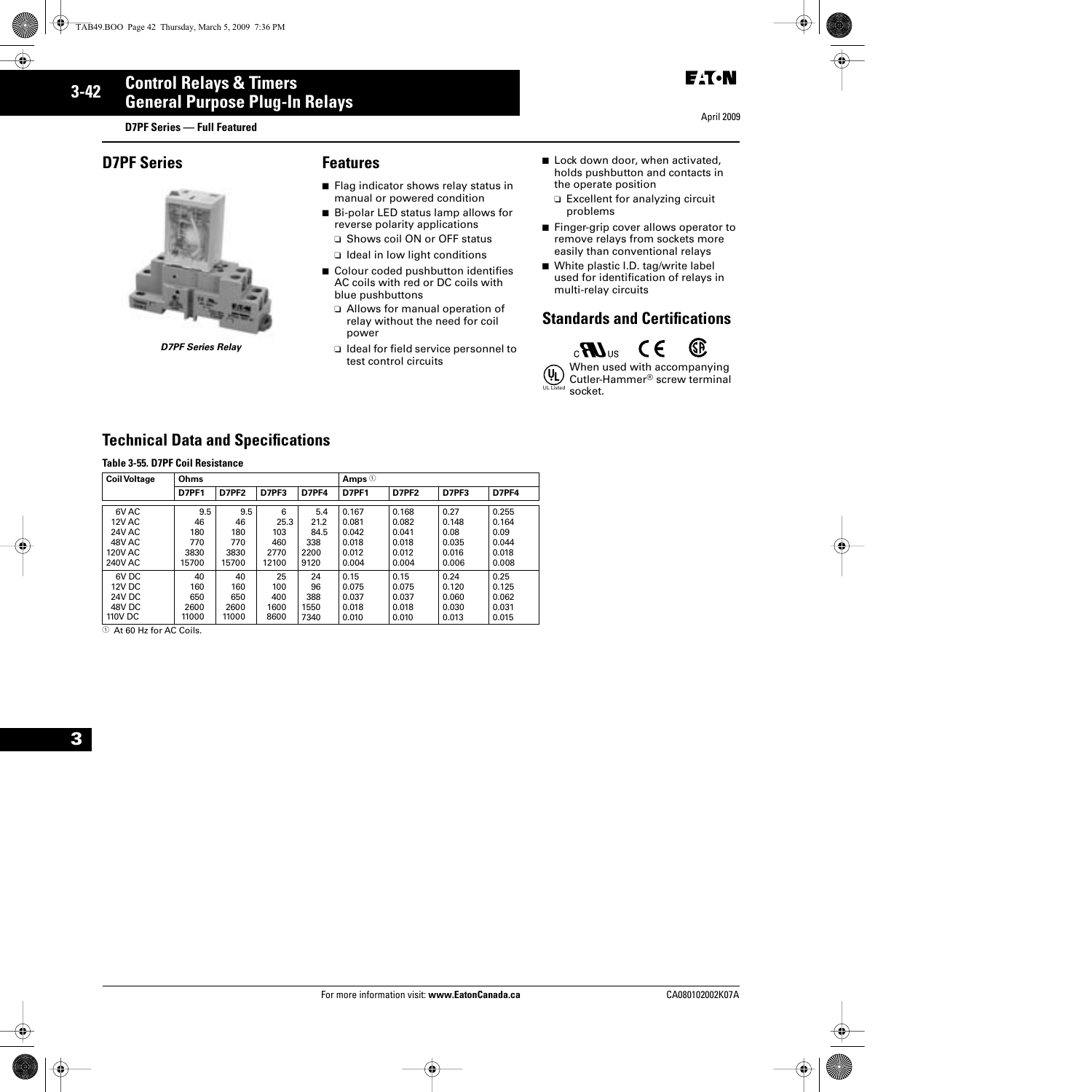# Control Relays & Timers
## General Purpose Plug-In Relays

**D7PF Series — Full Featured**

## D7PF Series

*D7PF Series Relay*

## Features

- Flag indicator shows relay status in manual or powered condition
- Bi-polar LED status lamp allows for reverse polarity applications
  - Shows coil ON or OFF status
  - Ideal in low light conditions
- Colour coded pushbutton identifies AC coils with red or DC coils with blue pushbuttons
  - Allows for manual operation of relay without the need for coil power
  - Ideal for field service personnel to test control circuits
- Lock down door, when activated, holds pushbutton and contacts in the operate position
  - Excellent for analyzing circuit problems
- Finger-grip cover allows operator to remove relays from sockets more easily than conventional relays
- White plastic I.D. tag/write label used for identification of relays in multi-relay circuits

## Standards and Certifications

When used with accompanying Cutler-Hammer® screw terminal socket.

## Technical Data and Specifications

**Table 3-55. D7PF Coil Resistance**

| Coil Voltage | Ohms | | | | Amps ① | | | |
|---|---|---|---|---|---|---|---|---|
| | D7PF1 | D7PF2 | D7PF3 | D7PF4 | D7PF1 | D7PF2 | D7PF3 | D7PF4 |
| 6V AC | 9.5 | 9.5 | 6 | 5.4 | 0.167 | 0.168 | 0.27 | 0.255 |
| 12V AC | 46 | 46 | 25.3 | 21.2 | 0.081 | 0.082 | 0.148 | 0.164 |
| 24V AC | 180 | 180 | 103 | 84.5 | 0.042 | 0.041 | 0.08 | 0.09 |
| 48V AC | 770 | 770 | 460 | 338 | 0.018 | 0.018 | 0.035 | 0.044 |
| 120V AC | 3830 | 3830 | 2770 | 2200 | 0.012 | 0.012 | 0.016 | 0.018 |
| 240V AC | 15700 | 15700 | 12100 | 9120 | 0.004 | 0.004 | 0.006 | 0.008 |
| 6V DC | 40 | 40 | 25 | 24 | 0.15 | 0.15 | 0.24 | 0.25 |
| 12V DC | 160 | 160 | 100 | 96 | 0.075 | 0.075 | 0.120 | 0.125 |
| 24V DC | 650 | 650 | 400 | 388 | 0.037 | 0.037 | 0.060 | 0.062 |
| 48V DC | 2600 | 2600 | 1600 | 1550 | 0.018 | 0.018 | 0.030 | 0.031 |
| 110V DC | 11000 | 11000 | 8600 | 7340 | 0.010 | 0.010 | 0.013 | 0.015 |

① At 60 Hz for AC Coils.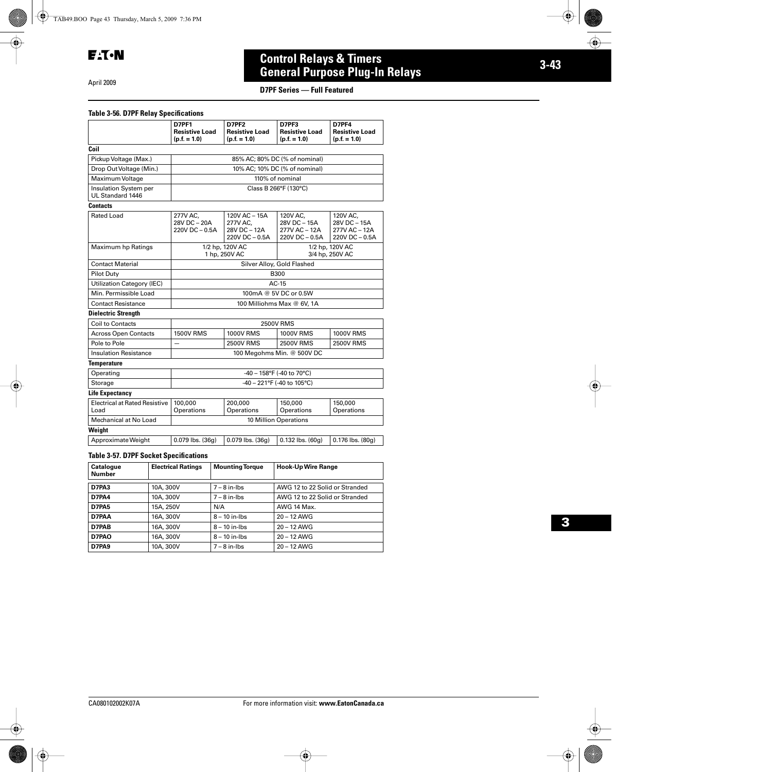# Control Relays & Timers
## General Purpose Plug-In Relays

April 2009

**D7PF Series — Full Featured**

**Table 3-56. D7PF Relay Specifications**

| | D7PF1 Resistive Load (p.f. = 1.0) | D7PF2 Resistive Load (p.f. = 1.0) | D7PF3 Resistive Load (p.f. = 1.0) | D7PF4 Resistive Load (p.f. = 1.0) |
|---|---|---|---|---|
| **Coil** | | | | |
| Pickup Voltage (Max.) | 85% AC; 80% DC (% of nominal) | | | |
| Drop Out Voltage (Min.) | 10% AC; 10% DC (% of nominal) | | | |
| Maximum Voltage | 110% of nominal | | | |
| Insulation System per UL Standard 1446 | Class B 266°F (130°C) | | | |
| **Contacts** | | | | |
| Rated Load | 277V AC, 28V DC – 20A 220V DC – 0.5A | 120V AC – 15A 277V AC, 28V DC – 12A 220V DC – 0.5A | 120V AC, 28V DC – 15A 277V AC – 12A 220V DC – 0.5A | 120V AC, 28V DC – 15A 277V AC – 12A 220V DC – 0.5A |
| Maximum hp Ratings | 1/2 hp, 120V AC 1 hp, 250V AC | | 1/2 hp, 120V AC 3/4 hp, 250V AC | |
| Contact Material | Silver Alloy, Gold Flashed | | | |
| Pilot Duty | B300 | | | |
| Utilization Category (IEC) | AC-15 | | | |
| Min. Permissible Load | 100mA @ 5V DC or 0.5W | | | |
| Contact Resistance | 100 Milliohms Max @ 6V, 1A | | | |
| **Dielectric Strength** | | | | |
| Coil to Contacts | 2500V RMS | | | |
| Across Open Contacts | 1500V RMS | 1000V RMS | 1000V RMS | 1000V RMS |
| Pole to Pole | — | 2500V RMS | 2500V RMS | 2500V RMS |
| Insulation Resistance | 100 Megohms Min. @ 500V DC | | | |
| **Temperature** | | | | |
| Operating | -40 – 158°F (-40 to 70°C) | | | |
| Storage | -40 – 221°F (-40 to 105°C) | | | |
| **Life Expectancy** | | | | |
| Electrical at Rated Resistive Load | 100,000 Operations | 200,000 Operations | 150,000 Operations | 150,000 Operations |
| Mechanical at No Load | 10 Million Operations | | | |
| **Weight** | | | | |
| Approximate Weight | 0.079 lbs. (36g) | 0.079 lbs. (36g) | 0.132 lbs. (60g) | 0.176 lbs. (80g) |

**Table 3-57. D7PF Socket Specifications**

| Catalogue Number | Electrical Ratings | Mounting Torque | Hook-Up Wire Range |
|---|---|---|---|
| **D7PA3** | 10A, 300V | 7 – 8 in-lbs | AWG 12 to 22 Solid or Stranded |
| **D7PA4** | 10A, 300V | 7 – 8 in-lbs | AWG 12 to 22 Solid or Stranded |
| **D7PA5** | 15A, 250V | N/A | AWG 14 Max. |
| **D7PAA** | 16A, 300V | 8 – 10 in-lbs | 20 – 12 AWG |
| **D7PAB** | 16A, 300V | 8 – 10 in-lbs | 20 – 12 AWG |
| **D7PAO** | 16A, 300V | 8 – 10 in-lbs | 20 – 12 AWG |
| **D7PA9** | 10A, 300V | 7 – 8 in-lbs | 20 – 12 AWG |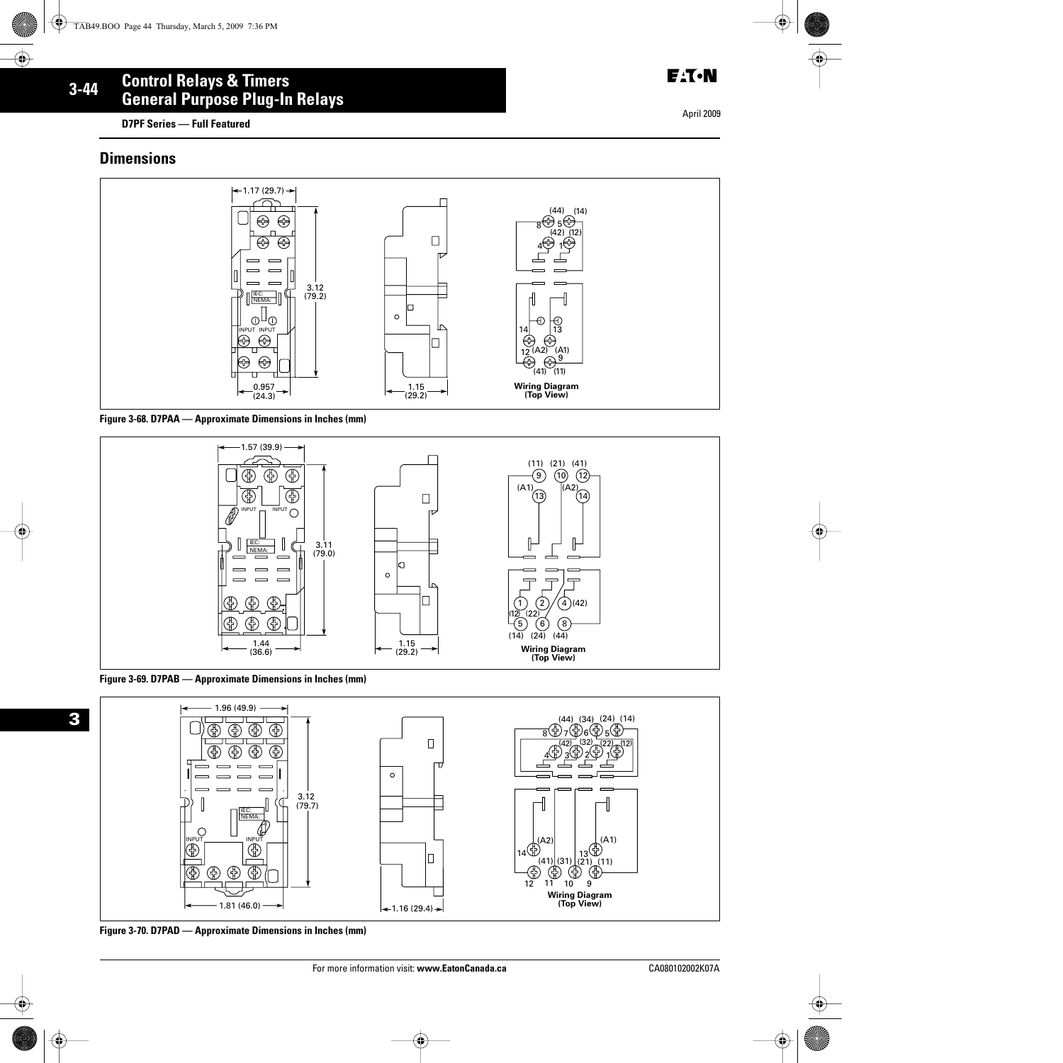D7PF Series — Full Featured

## Dimensions

Figure 3-68. D7PAA — Approximate Dimensions in Inches (mm)

Figure 3-69. D7PAB — Approximate Dimensions in Inches (mm)

Figure 3-70. D7PAD — Approximate Dimensions in Inches (mm)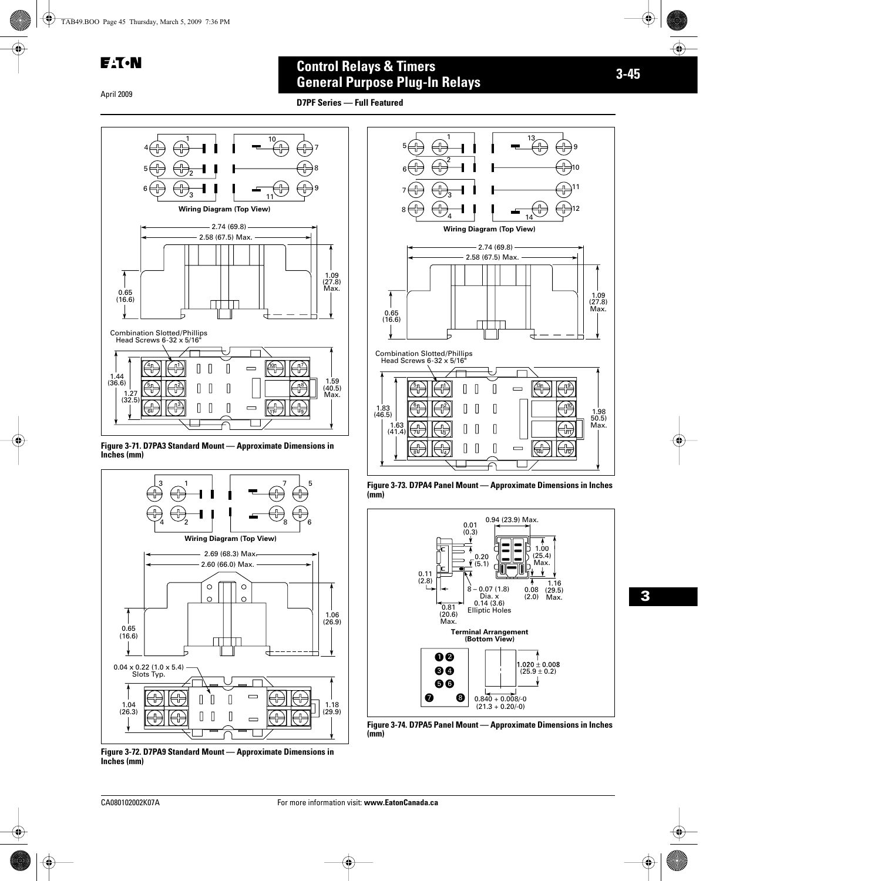# Control Relays & Timers
## General Purpose Plug-In Relays

**D7PF Series — Full Featured**

Wiring Diagram (Top View)

2.74 (69.8)

2.58 (67.5) Max.

0.65 (16.6)

1.09 (27.8) Max.

Combination Slotted/Phillips Head Screws 6-32 x 5/16"

1.44 (36.6)

1.27 (32.5)

1.59 (40.5) Max.

**Figure 3-71. D7PA3 Standard Mount — Approximate Dimensions in Inches (mm)**

Wiring Diagram (Top View)

2.69 (68.3) Max.

2.60 (66.0) Max.

0.65 (16.6)

1.06 (26.9)

0.04 x 0.22 (1.0 x 5.4) Slots Typ.

1.04 (26.3)

1.18 (29.9)

**Figure 3-72. D7PA9 Standard Mount — Approximate Dimensions in Inches (mm)**

Wiring Diagram (Top View)

2.74 (69.8)

2.58 (67.5) Max.

0.65 (16.6)

1.09 (27.8) Max.

Combination Slotted/Phillips Head Screws 6-32 x 5/16"

1.83 (46.5)

1.63 (41.4)

1.98 50.5) Max.

**Figure 3-73. D7PA4 Panel Mount — Approximate Dimensions in Inches (mm)**

0.94 (23.9) Max.

0.01 (0.3)

0.20 (5.1)

0.11 (2.8)

1.00 (25.4) Max.

8 – 0.07 (1.8) Dia. x 0.14 (3.6) Elliptic Holes

0.08 (2.0)

1.16 (29.5) Max.

0.81 (20.6) Max.

Terminal Arrangement (Bottom View)

$1.020 \pm 0.008$ $(25.9 \pm 0.2)$

0.840 + 0.008/-0 (21.3 + 0.20/-0)

**Figure 3-74. D7PA5 Panel Mount — Approximate Dimensions in Inches (mm)**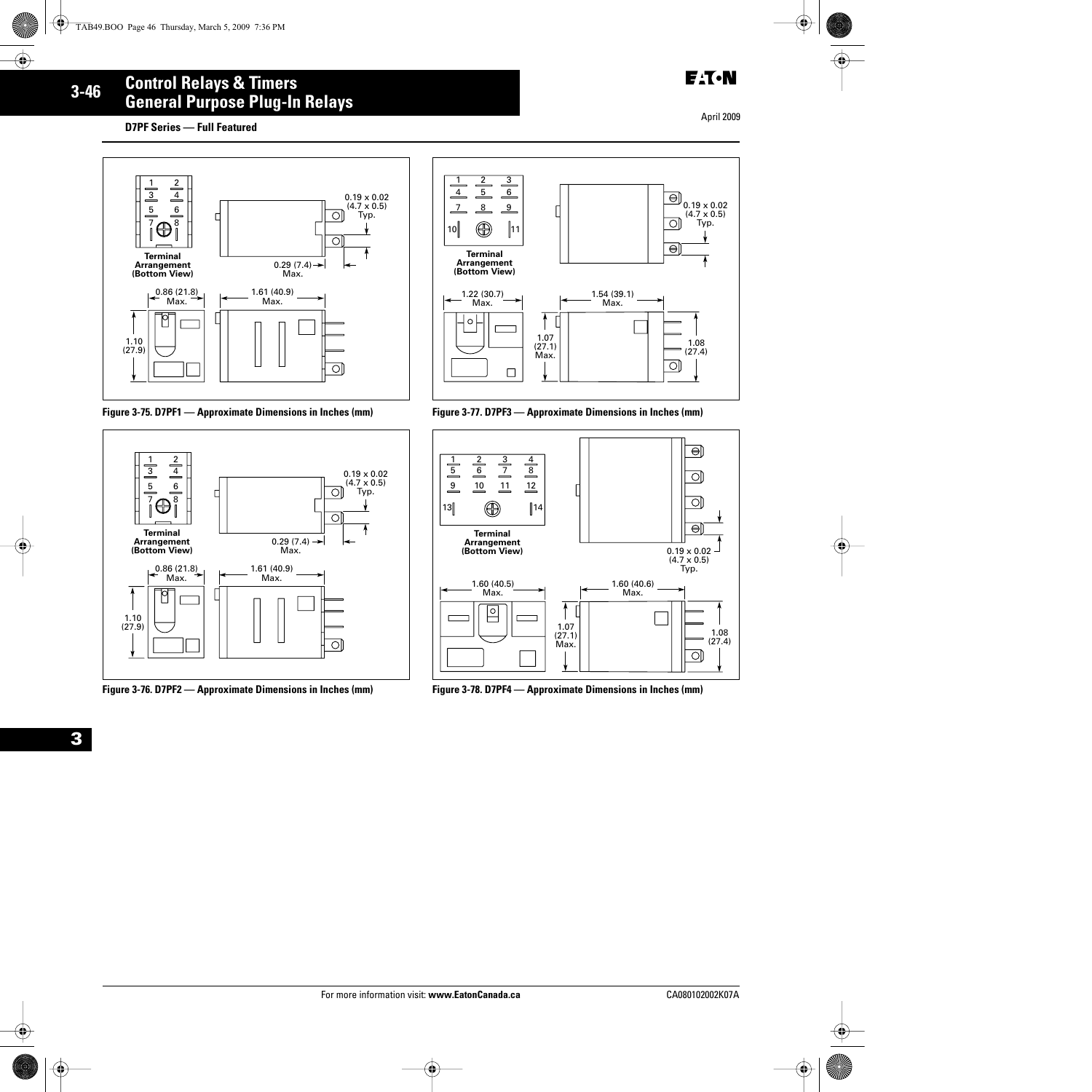# Control Relays & Timers
## General Purpose Plug-In Relays

April 2009

**D7PF Series — Full Featured**

1 2
3 4
5 6
7 8
Terminal Arrangement (Bottom View)
0.19 x 0.02 (4.7 x 0.5) Typ.
0.29 (7.4) Max.
0.86 (21.8) Max.
1.61 (40.9) Max.
1.10 (27.9)

**Figure 3-75. D7PF1 — Approximate Dimensions in Inches (mm)**

1 2
3 4
5 6
7 8
Terminal Arrangement (Bottom View)
0.19 x 0.02 (4.7 x 0.5) Typ.
0.29 (7.4) Max.
0.86 (21.8) Max.
1.61 (40.9) Max.
1.10 (27.9)

**Figure 3-76. D7PF2 — Approximate Dimensions in Inches (mm)**

1 2 3
4 5 6
7 8 9
10 11
Terminal Arrangement (Bottom View)
0.19 x 0.02 (4.7 x 0.5) Typ.
1.22 (30.7) Max.
1.54 (39.1) Max.
1.07 (27.1) Max.
1.08 (27.4)

**Figure 3-77. D7PF3 — Approximate Dimensions in Inches (mm)**

1 2 3 4
5 6 7 8
9 10 11 12
13 14
Terminal Arrangement (Bottom View)
0.19 x 0.02 (4.7 x 0.5) Typ.
1.60 (40.5) Max.
1.60 (40.6) Max.
1.07 (27.1) Max.
1.08 (27.4)

**Figure 3-78. D7PF4 — Approximate Dimensions in Inches (mm)**

For more information visit: **www.EatonCanada.ca**

CA080102002K07A